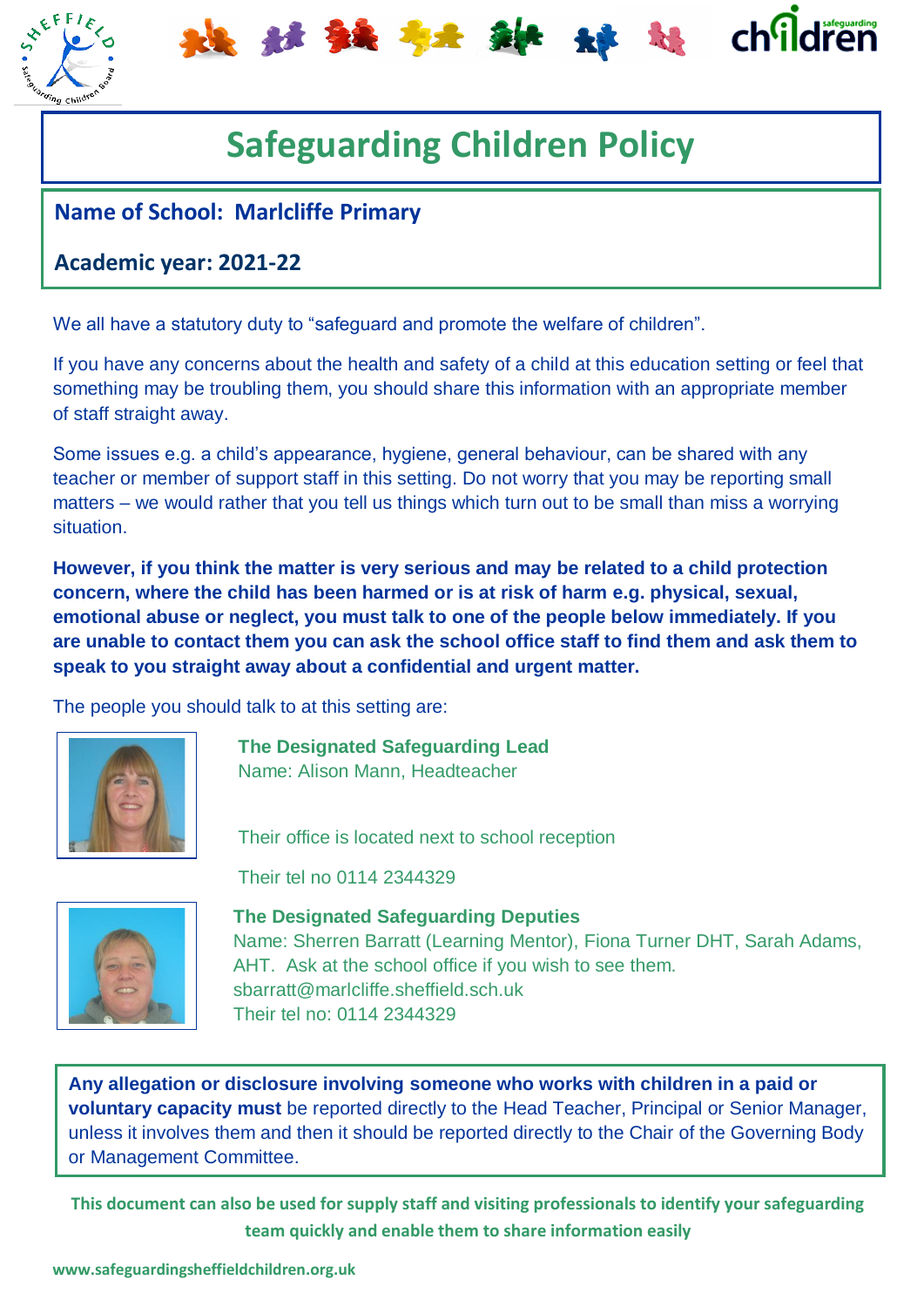# Safeguarding Children Policy

**Name of School: Marlcliffe Primary**

**Academic year: 2021-22**

We all have a statutory duty to "safeguard and promote the welfare of children".

If you have any concerns about the health and safety of a child at this education setting or feel that something may be troubling them, you should share this information with an appropriate member of staff straight away.

Some issues e.g. a child's appearance, hygiene, general behaviour, can be shared with any teacher or member of support staff in this setting. Do not worry that you may be reporting small matters – we would rather that you tell us things which turn out to be small than miss a worrying situation.

**However, if you think the matter is very serious and may be related to a child protection concern, where the child has been harmed or is at risk of harm e.g. physical, sexual, emotional abuse or neglect, you must talk to one of the people below immediately. If you are unable to contact them you can ask the school office staff to find them and ask them to speak to you straight away about a confidential and urgent matter.**

The people you should talk to at this setting are:

**The Designated Safeguarding Lead**
Name: Alison Mann, Headteacher

Their office is located next to school reception

Their tel no 0114 2344329

**The Designated Safeguarding Deputies**
Name: Sherren Barratt (Learning Mentor), Fiona Turner DHT, Sarah Adams, AHT. Ask at the school office if you wish to see them.
sbarratt@marlcliffe.sheffield.sch.uk
Their tel no: 0114 2344329

**Any allegation or disclosure involving someone who works with children in a paid or voluntary capacity must** be reported directly to the Head Teacher, Principal or Senior Manager, unless it involves them and then it should be reported directly to the Chair of the Governing Body or Management Committee.

**This document can also be used for supply staff and visiting professionals to identify your safeguarding team quickly and enable them to share information easily**

www.safeguardingsheffieldchildren.org.uk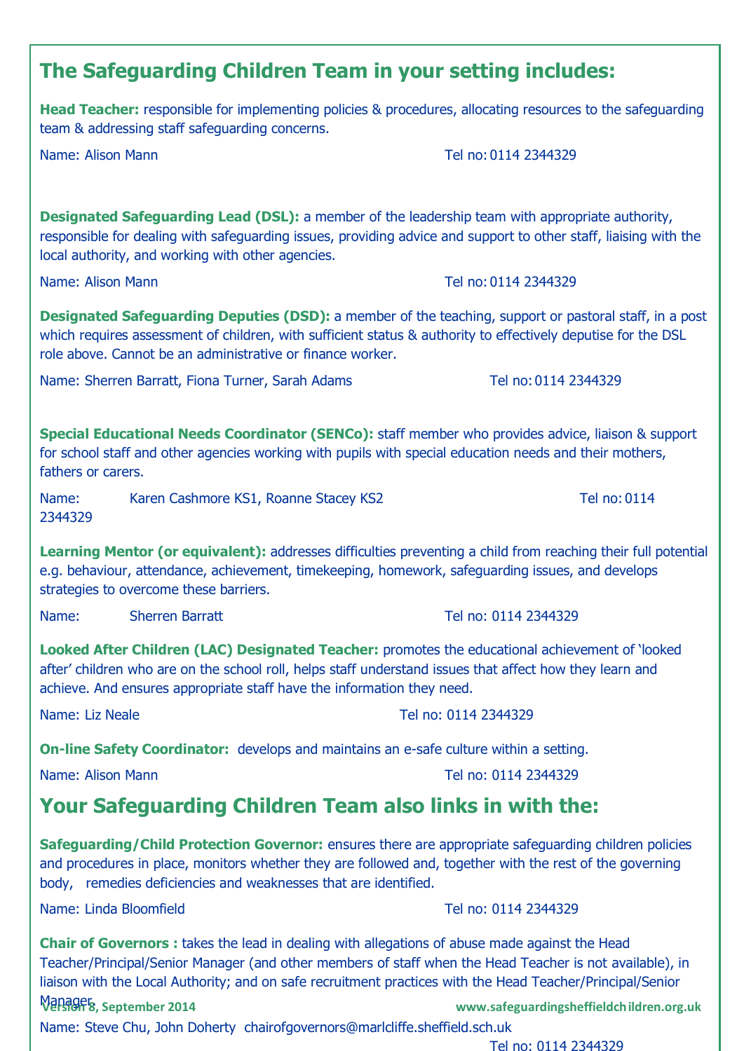## The Safeguarding Children Team in your setting includes:

**Head Teacher:** responsible for implementing policies & procedures, allocating resources to the safeguarding team & addressing staff safeguarding concerns.

Name: Alison Mann Tel no: 0114 2344329

**Designated Safeguarding Lead (DSL):** a member of the leadership team with appropriate authority, responsible for dealing with safeguarding issues, providing advice and support to other staff, liaising with the local authority, and working with other agencies.

Name: Alison Mann Tel no: 0114 2344329

**Designated Safeguarding Deputies (DSD):** a member of the teaching, support or pastoral staff, in a post which requires assessment of children, with sufficient status & authority to effectively deputise for the DSL role above. Cannot be an administrative or finance worker.

Name: Sherren Barratt, Fiona Turner, Sarah Adams Tel no: 0114 2344329

**Special Educational Needs Coordinator (SENCo):** staff member who provides advice, liaison & support for school staff and other agencies working with pupils with special education needs and their mothers, fathers or carers.

Name: Karen Cashmore KS1, Roanne Stacey KS2 Tel no: 0114 2344329

**Learning Mentor (or equivalent):** addresses difficulties preventing a child from reaching their full potential e.g. behaviour, attendance, achievement, timekeeping, homework, safeguarding issues, and develops strategies to overcome these barriers.

Name: Sherren Barratt Tel no: 0114 2344329

**Looked After Children (LAC) Designated Teacher:** promotes the educational achievement of 'looked after' children who are on the school roll, helps staff understand issues that affect how they learn and achieve. And ensures appropriate staff have the information they need.

Name: Liz Neale Tel no: 0114 2344329

**On-line Safety Coordinator:** develops and maintains an e-safe culture within a setting.

Name: Alison Mann Tel no: 0114 2344329

## Your Safeguarding Children Team also links in with the:

**Safeguarding/Child Protection Governor:** ensures there are appropriate safeguarding children policies and procedures in place, monitors whether they are followed and, together with the rest of the governing body, remedies deficiencies and weaknesses that are identified.

Name: Linda Bloomfield Tel no: 0114 2344329

**Chair of Governors :** takes the lead in dealing with allegations of abuse made against the Head Teacher/Principal/Senior Manager (and other members of staff when the Head Teacher is not available), in liaison with the Local Authority; and on safe recruitment practices with the Head Teacher/Principal/Senior Manager.

Name: Steve Chu, John Doherty chairofgovernors@marlcliffe.sheffield.sch.uk

Tel no: 0114 2344329